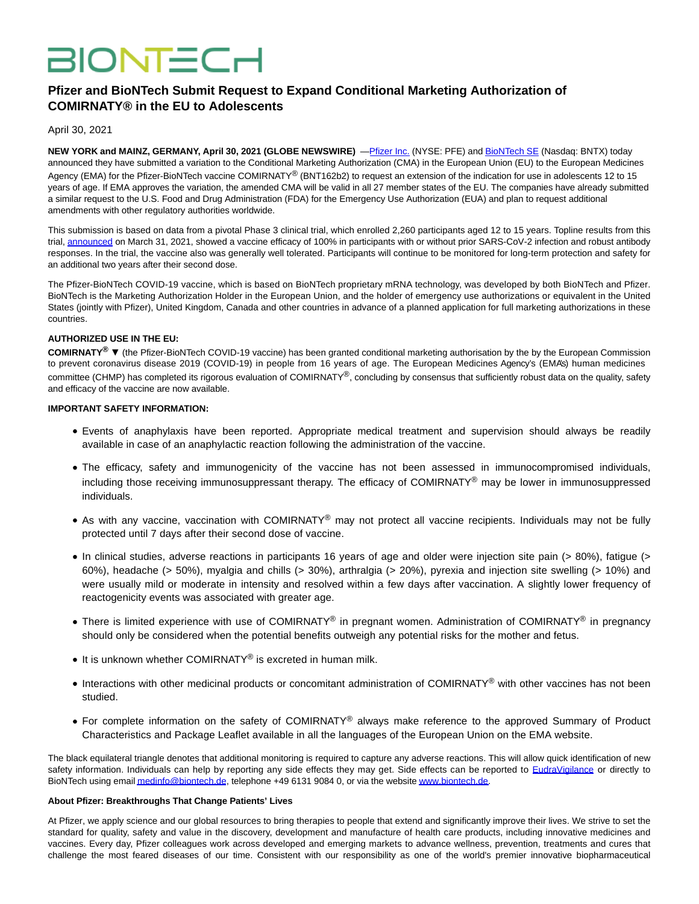BIONTECH

# Pfizer and BioNTech Submit Request to Expand Conditional Marketing Authorization of COMIRNATY® in the EU to Adolescents

April 30, 2021

**NEW YORK and MAINZ, GERMANY, April 30, 2021 (GLOBE NEWSWIRE)** —Pfizer Inc. (NYSE: PFE) and BioNTech SE (Nasdaq: BNTX) today announced they have submitted a variation to the Conditional Marketing Authorization (CMA) in the European Union (EU) to the European Medicines Agency (EMA) for the Pfizer-BioNTech vaccine COMIRNATY® (BNT162b2) to request an extension of the indication for use in adolescents 12 to 15 years of age. If EMA approves the variation, the amended CMA will be valid in all 27 member states of the EU. The companies have already submitted a similar request to the U.S. Food and Drug Administration (FDA) for the Emergency Use Authorization (EUA) and plan to request additional amendments with other regulatory authorities worldwide.

This submission is based on data from a pivotal Phase 3 clinical trial, which enrolled 2,260 participants aged 12 to 15 years. Topline results from this trial, announced on March 31, 2021, showed a vaccine efficacy of 100% in participants with or without prior SARS-CoV-2 infection and robust antibody responses. In the trial, the vaccine also was generally well tolerated. Participants will continue to be monitored for long-term protection and safety for an additional two years after their second dose.

The Pfizer-BioNTech COVID-19 vaccine, which is based on BioNTech proprietary mRNA technology, was developed by both BioNTech and Pfizer. BioNTech is the Marketing Authorization Holder in the European Union, and the holder of emergency use authorizations or equivalent in the United States (jointly with Pfizer), United Kingdom, Canada and other countries in advance of a planned application for full marketing authorizations in these countries.

**AUTHORIZED USE IN THE EU:**

**COMIRNATY®** ▼ (the Pfizer-BioNTech COVID-19 vaccine) has been granted conditional marketing authorisation by the by the European Commission to prevent coronavirus disease 2019 (COVID-19) in people from 16 years of age. The European Medicines Agency's (EMA's) human medicines committee (CHMP) has completed its rigorous evaluation of COMIRNATY®, concluding by consensus that sufficiently robust data on the quality, safety and efficacy of the vaccine are now available.

**IMPORTANT SAFETY INFORMATION:**

- Events of anaphylaxis have been reported. Appropriate medical treatment and supervision should always be readily available in case of an anaphylactic reaction following the administration of the vaccine.
- The efficacy, safety and immunogenicity of the vaccine has not been assessed in immunocompromised individuals, including those receiving immunosuppressant therapy. The efficacy of COMIRNATY® may be lower in immunosuppressed individuals.
- As with any vaccine, vaccination with COMIRNATY® may not protect all vaccine recipients. Individuals may not be fully protected until 7 days after their second dose of vaccine.
- In clinical studies, adverse reactions in participants 16 years of age and older were injection site pain (> 80%), fatigue (> 60%), headache (> 50%), myalgia and chills (> 30%), arthralgia (> 20%), pyrexia and injection site swelling (> 10%) and were usually mild or moderate in intensity and resolved within a few days after vaccination. A slightly lower frequency of reactogenicity events was associated with greater age.
- There is limited experience with use of COMIRNATY® in pregnant women. Administration of COMIRNATY® in pregnancy should only be considered when the potential benefits outweigh any potential risks for the mother and fetus.
- It is unknown whether COMIRNATY® is excreted in human milk.
- Interactions with other medicinal products or concomitant administration of COMIRNATY® with other vaccines has not been studied.
- For complete information on the safety of COMIRNATY® always make reference to the approved Summary of Product Characteristics and Package Leaflet available in all the languages of the European Union on the EMA website.

The black equilateral triangle denotes that additional monitoring is required to capture any adverse reactions. This will allow quick identification of new safety information. Individuals can help by reporting any side effects they may get. Side effects can be reported to EudraVigilance or directly to BioNTech using email medinfo@biontech.de, telephone +49 6131 9084 0, or via the website www.biontech.de.

**About Pfizer: Breakthroughs That Change Patients' Lives**

At Pfizer, we apply science and our global resources to bring therapies to people that extend and significantly improve their lives. We strive to set the standard for quality, safety and value in the discovery, development and manufacture of health care products, including innovative medicines and vaccines. Every day, Pfizer colleagues work across developed and emerging markets to advance wellness, prevention, treatments and cures that challenge the most feared diseases of our time. Consistent with our responsibility as one of the world's premier innovative biopharmaceutical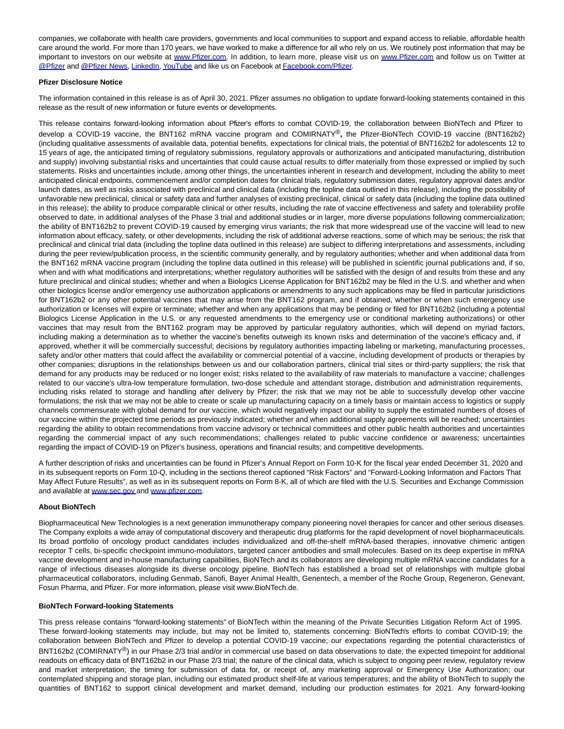companies, we collaborate with health care providers, governments and local communities to support and expand access to reliable, affordable health care around the world. For more than 170 years, we have worked to make a difference for all who rely on us. We routinely post information that may be important to investors on our website at [www.Pfizer.com](http://www.Pfizer.com). In addition, to learn more, please visit us on [www.Pfizer.com](http://www.Pfizer.com) and follow us on Twitter at [@Pfizer](#) and [@Pfizer News](#), [LinkedIn](#), [YouTube](#) and like us on Facebook at [Facebook.com/Pfizer](#).

**Pfizer Disclosure Notice**

The information contained in this release is as of April 30, 2021. Pfizer assumes no obligation to update forward-looking statements contained in this release as the result of new information or future events or developments.

This release contains forward-looking information about Pfizer's efforts to combat COVID-19, the collaboration between BioNTech and Pfizer to develop a COVID-19 vaccine, the BNT162 mRNA vaccine program and COMIRNATY®**,** the Pfizer-BioNTech COVID-19 vaccine (BNT162b2) (including qualitative assessments of available data, potential benefits, expectations for clinical trials, the potential of BNT162b2 for adolescents 12 to 15 years of age, the anticipated timing of regulatory submissions, regulatory approvals or authorizations and anticipated manufacturing, distribution and supply) involving substantial risks and uncertainties that could cause actual results to differ materially from those expressed or implied by such statements. Risks and uncertainties include, among other things, the uncertainties inherent in research and development, including the ability to meet anticipated clinical endpoints, commencement and/or completion dates for clinical trials, regulatory submission dates, regulatory approval dates and/or launch dates, as well as risks associated with preclinical and clinical data (including the topline data outlined in this release), including the possibility of unfavorable new preclinical, clinical or safety data and further analyses of existing preclinical, clinical or safety data (including the topline data outlined in this release); the ability to produce comparable clinical or other results, including the rate of vaccine effectiveness and safety and tolerability profile observed to date, in additional analyses of the Phase 3 trial and additional studies or in larger, more diverse populations following commercialization; the ability of BNT162b2 to prevent COVID-19 caused by emerging virus variants; the risk that more widespread use of the vaccine will lead to new information about efficacy, safety, or other developments, including the risk of additional adverse reactions, some of which may be serious; the risk that preclinical and clinical trial data (including the topline data outlined in this release) are subject to differing interpretations and assessments, including during the peer review/publication process, in the scientific community generally, and by regulatory authorities; whether and when additional data from the BNT162 mRNA vaccine program (including the topline data outlined in this release) will be published in scientific journal publications and, if so, when and with what modifications and interpretations; whether regulatory authorities will be satisfied with the design of and results from these and any future preclinical and clinical studies; whether and when a Biologics License Application for BNT162b2 may be filed in the U.S. and whether and when other biologics license and/or emergency use authorization applications or amendments to any such applications may be filed in particular jurisdictions for BNT162b2 or any other potential vaccines that may arise from the BNT162 program, and if obtained, whether or when such emergency use authorization or licenses will expire or terminate; whether and when any applications that may be pending or filed for BNT162b2 (including a potential Biologics License Application in the U.S. or any requested amendments to the emergency use or conditional marketing authorizations) or other vaccines that may result from the BNT162 program may be approved by particular regulatory authorities, which will depend on myriad factors, including making a determination as to whether the vaccine's benefits outweigh its known risks and determination of the vaccine's efficacy and, if approved, whether it will be commercially successful; decisions by regulatory authorities impacting labeling or marketing, manufacturing processes, safety and/or other matters that could affect the availability or commercial potential of a vaccine, including development of products or therapies by other companies; disruptions in the relationships between us and our collaboration partners, clinical trial sites or third-party suppliers; the risk that demand for any products may be reduced or no longer exist; risks related to the availability of raw materials to manufacture a vaccine; challenges related to our vaccine's ultra-low temperature formulation, two-dose schedule and attendant storage, distribution and administration requirements, including risks related to storage and handling after delivery by Pfizer; the risk that we may not be able to successfully develop other vaccine formulations; the risk that we may not be able to create or scale up manufacturing capacity on a timely basis or maintain access to logistics or supply channels commensurate with global demand for our vaccine, which would negatively impact our ability to supply the estimated numbers of doses of our vaccine within the projected time periods as previously indicated; whether and when additional supply agreements will be reached; uncertainties regarding the ability to obtain recommendations from vaccine advisory or technical committees and other public health authorities and uncertainties regarding the commercial impact of any such recommendations; challenges related to public vaccine confidence or awareness; uncertainties regarding the impact of COVID-19 on Pfizer's business, operations and financial results; and competitive developments.

A further description of risks and uncertainties can be found in Pfizer's Annual Report on Form 10-K for the fiscal year ended December 31, 2020 and in its subsequent reports on Form 10-Q, including in the sections thereof captioned "Risk Factors" and "Forward-Looking Information and Factors That May Affect Future Results", as well as in its subsequent reports on Form 8-K, all of which are filed with the U.S. Securities and Exchange Commission and available at [www.sec.gov](http://www.sec.gov) and [www.pfizer.com](http://www.pfizer.com).

**About BioNTech**

Biopharmaceutical New Technologies is a next generation immunotherapy company pioneering novel therapies for cancer and other serious diseases. The Company exploits a wide array of computational discovery and therapeutic drug platforms for the rapid development of novel biopharmaceuticals. Its broad portfolio of oncology product candidates includes individualized and off-the-shelf mRNA-based therapies, innovative chimeric antigen receptor T cells, bi-specific checkpoint immuno-modulators, targeted cancer antibodies and small molecules. Based on its deep expertise in mRNA vaccine development and in-house manufacturing capabilities, BioNTech and its collaborators are developing multiple mRNA vaccine candidates for a range of infectious diseases alongside its diverse oncology pipeline. BioNTech has established a broad set of relationships with multiple global pharmaceutical collaborators, including Genmab, Sanofi, Bayer Animal Health, Genentech, a member of the Roche Group, Regeneron, Genevant, Fosun Pharma, and Pfizer. For more information, please visit www.BioNTech.de.

**BioNTech Forward-looking Statements**

This press release contains "forward-looking statements" of BioNTech within the meaning of the Private Securities Litigation Reform Act of 1995. These forward-looking statements may include, but may not be limited to, statements concerning: BioNTech's efforts to combat COVID-19; the collaboration between BioNTech and Pfizer to develop a potential COVID-19 vaccine; our expectations regarding the potential characteristics of BNT162b2 (COMIRNATY®) in our Phase 2/3 trial and/or in commercial use based on data observations to date; the expected timepoint for additional readouts on efficacy data of BNT162b2 in our Phase 2/3 trial; the nature of the clinical data, which is subject to ongoing peer review, regulatory review and market interpretation; the timing for submission of data for, or receipt of, any marketing approval or Emergency Use Authorization; our contemplated shipping and storage plan, including our estimated product shelf-life at various temperatures; and the ability of BioNTech to supply the quantities of BNT162 to support clinical development and market demand, including our production estimates for 2021. Any forward-looking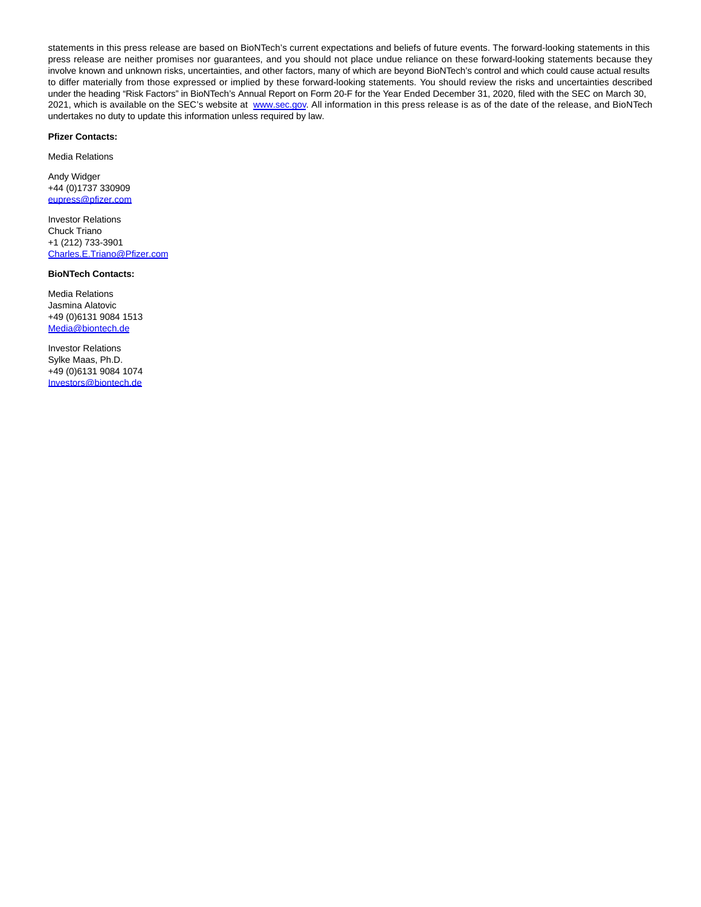statements in this press release are based on BioNTech's current expectations and beliefs of future events. The forward-looking statements in this press release are neither promises nor guarantees, and you should not place undue reliance on these forward-looking statements because they involve known and unknown risks, uncertainties, and other factors, many of which are beyond BioNTech's control and which could cause actual results to differ materially from those expressed or implied by these forward-looking statements. You should review the risks and uncertainties described under the heading "Risk Factors" in BioNTech's Annual Report on Form 20-F for the Year Ended December 31, 2020, filed with the SEC on March 30, 2021, which is available on the SEC's website at www.sec.gov. All information in this press release is as of the date of the release, and BioNTech undertakes no duty to update this information unless required by law.

**Pfizer Contacts:**

Media Relations

Andy Widger
+44 (0)1737 330909
eupress@pfizer.com

Investor Relations
Chuck Triano
+1 (212) 733-3901
Charles.E.Triano@Pfizer.com

**BioNTech Contacts:**

Media Relations
Jasmina Alatovic
+49 (0)6131 9084 1513
Media@biontech.de

Investor Relations
Sylke Maas, Ph.D.
+49 (0)6131 9084 1074
Investors@biontech.de